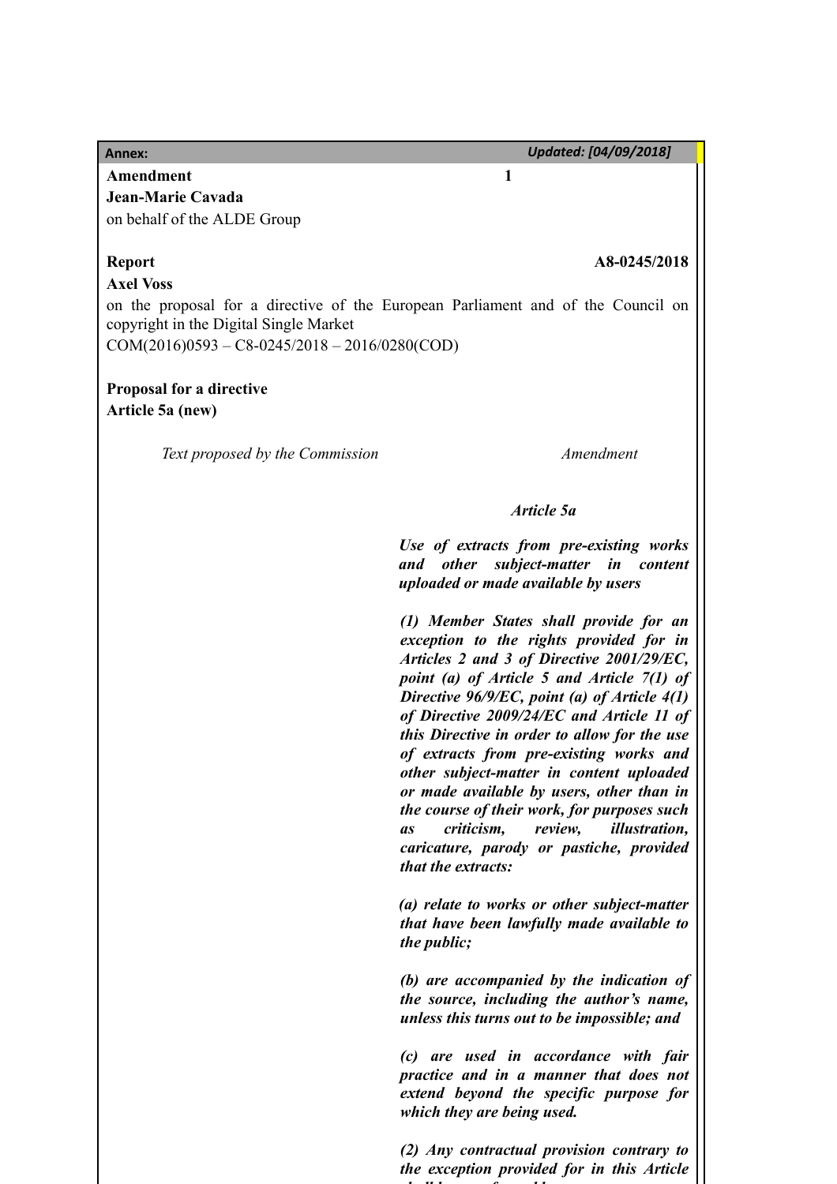**Annex:** *Updated: [04/09/2018]*

**Amendment 1**

**Jean-Marie Cavada**

on behalf of the ALDE Group

**Report A8-0245/2018**

**Axel Voss**

on the proposal for a directive of the European Parliament and of the Council on copyright in the Digital Single Market

COM(2016)0593 – C8-0245/2018 – 2016/0280(COD)

**Proposal for a directive**

**Article 5a (new)**

| *Text proposed by the Commission* | *Amendment* |
|---|---|
| | ***Article 5a*** |
| | ***Use of extracts from pre-existing works and other subject-matter in content uploaded or made available by users*** |
| | ***(1) Member States shall provide for an exception to the rights provided for in Articles 2 and 3 of Directive 2001/29/EC, point (a) of Article 5 and Article 7(1) of Directive 96/9/EC, point (a) of Article 4(1) of Directive 2009/24/EC and Article 11 of this Directive in order to allow for the use of extracts from pre-existing works and other subject-matter in content uploaded or made available by users, other than in the course of their work, for purposes such as criticism, review, illustration, caricature, parody or pastiche, provided that the extracts:*** |
| | ***(a) relate to works or other subject-matter that have been lawfully made available to the public;*** |
| | ***(b) are accompanied by the indication of the source, including the author's name, unless this turns out to be impossible; and*** |
| | ***(c) are used in accordance with fair practice and in a manner that does not extend beyond the specific purpose for which they are being used.*** |
| | ***(2) Any contractual provision contrary to the exception provided for in this Article*** |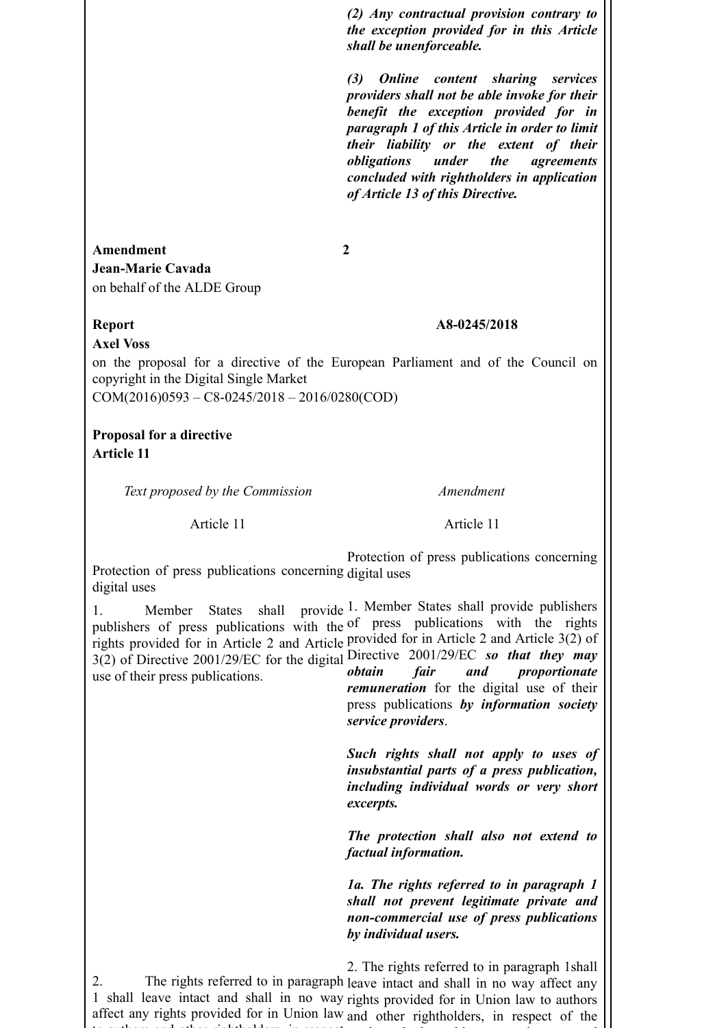| | ***(2) Any contractual provision contrary to the exception provided for in this Article shall be unenforceable.*** |
|---|---|
| | ***(3) Online content sharing services providers shall not be able invoke for their benefit the exception provided for in paragraph 1 of this Article in order to limit their liability or the extent of their obligations under the agreements concluded with rightholders in application of Article 13 of this Directive.*** |

**Amendment 2**
**Jean-Marie Cavada**
on behalf of the ALDE Group

**Report A8-0245/2018**
**Axel Voss**
on the proposal for a directive of the European Parliament and of the Council on copyright in the Digital Single Market
COM(2016)0593 – C8-0245/2018 – 2016/0280(COD)

**Proposal for a directive**
**Article 11**

| *Text proposed by the Commission* | *Amendment* |
|---|---|
| Article 11 | Article 11 |
| Protection of press publications concerning digital uses | Protection of press publications concerning digital uses |
| 1. Member States shall provide publishers of press publications with the rights provided for in Article 2 and Article 3(2) of Directive 2001/29/EC for the digital use of their press publications. | 1. Member States shall provide publishers of press publications with the rights provided for in Article 2 and Article 3(2) of Directive 2001/29/EC ***so that they may obtain fair and proportionate remuneration*** for the digital use of their press publications ***by information society service providers***. |
| | ***Such rights shall not apply to uses of insubstantial parts of a press publication, including individual words or very short excerpts.*** |
| | ***The protection shall also not extend to factual information.*** |
| | ***1a. The rights referred to in paragraph 1 shall not prevent legitimate private and non-commercial use of press publications by individual users.*** |
| 2. The rights referred to in paragraph 1 shall leave intact and shall in no way affect any rights provided for in Union law | 2. The rights referred to in paragraph 1shall leave intact and shall in no way affect any rights provided for in Union law to authors and other rightholders, in respect of the |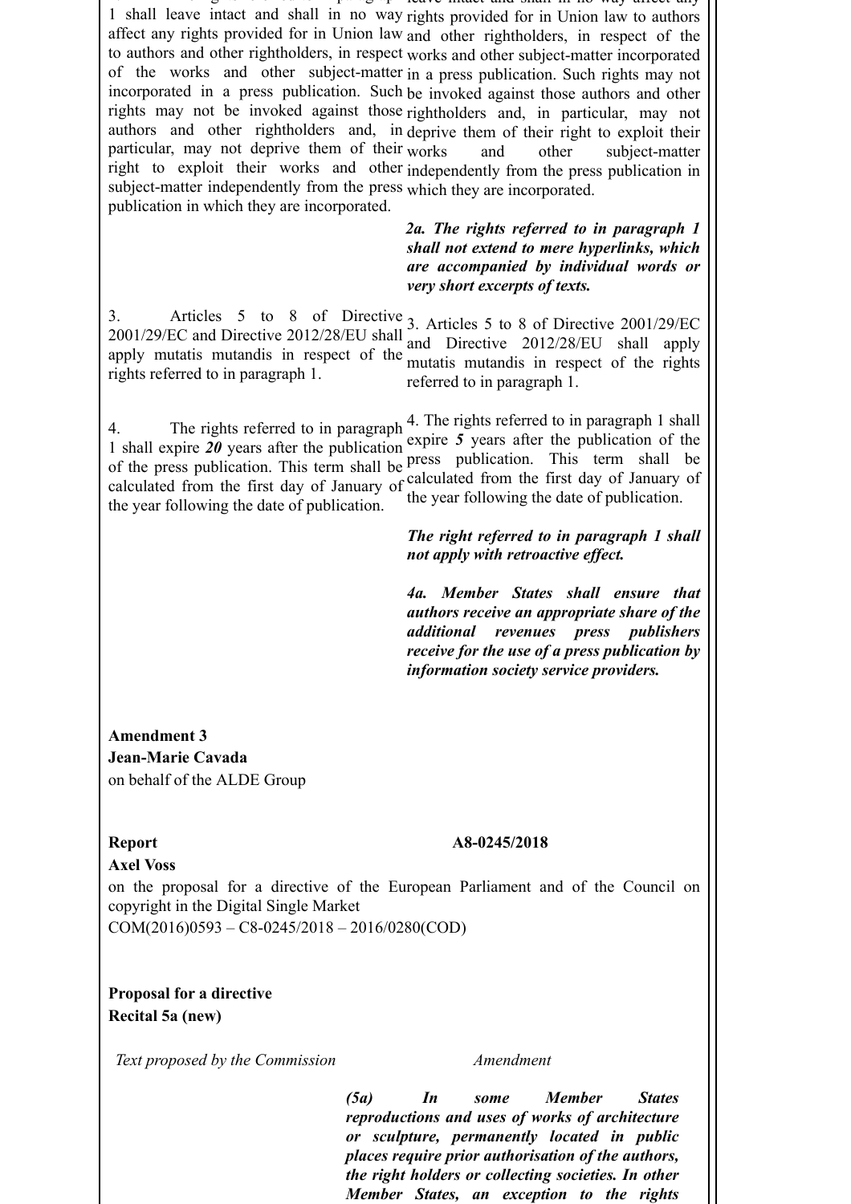| | |
|---|---|
| 1 shall leave intact and shall in no way affect any rights provided for in Union law to authors and other rightholders, in respect of the works and other subject-matter incorporated in a press publication. Such rights may not be invoked against those authors and other rightholders and, in particular, may not deprive them of their right to exploit their works and other subject-matter independently from the press publication in which they are incorporated. | leave intact and shall in no way affect any rights provided for in Union law to authors and other rightholders, in respect of the works and other subject-matter incorporated in a press publication. Such rights may not be invoked against those authors and other rightholders and, in particular, may not deprive them of their right to exploit their works and other subject-matter independently from the press publication in which they are incorporated. |
| | ***2a. The rights referred to in paragraph 1 shall not extend to mere hyperlinks, which are accompanied by individual words or very short excerpts of texts.*** |
| 3. Articles 5 to 8 of Directive 2001/29/EC and Directive 2012/28/EU shall apply mutatis mutandis in respect of the rights referred to in paragraph 1. | 3. Articles 5 to 8 of Directive 2001/29/EC and Directive 2012/28/EU shall apply mutatis mutandis in respect of the rights referred to in paragraph 1. |
| 4. The rights referred to in paragraph 1 shall expire ***20*** years after the publication of the press publication. This term shall be calculated from the first day of January of the year following the date of publication. | 4. The rights referred to in paragraph 1 shall expire ***5*** years after the publication of the press publication. This term shall be calculated from the first day of January of the year following the date of publication. ***The right referred to in paragraph 1 shall not apply with retroactive effect.*** ***4a. Member States shall ensure that authors receive an appropriate share of the additional revenues press publishers receive for the use of a press publication by information society service providers.*** |

**Amendment 3**
**Jean-Marie Cavada**
on behalf of the ALDE Group

**Report** **A8-0245/2018**
**Axel Voss**
on the proposal for a directive of the European Parliament and of the Council on copyright in the Digital Single Market
COM(2016)0593 – C8-0245/2018 – 2016/0280(COD)

**Proposal for a directive**
**Recital 5a (new)**

| *Text proposed by the Commission* | *Amendment* |
|---|---|
| | ***(5a) In some Member States reproductions and uses of works of architecture or sculpture, permanently located in public places require prior authorisation of the authors, the right holders or collecting societies. In other Member States, an exception to the rights*** |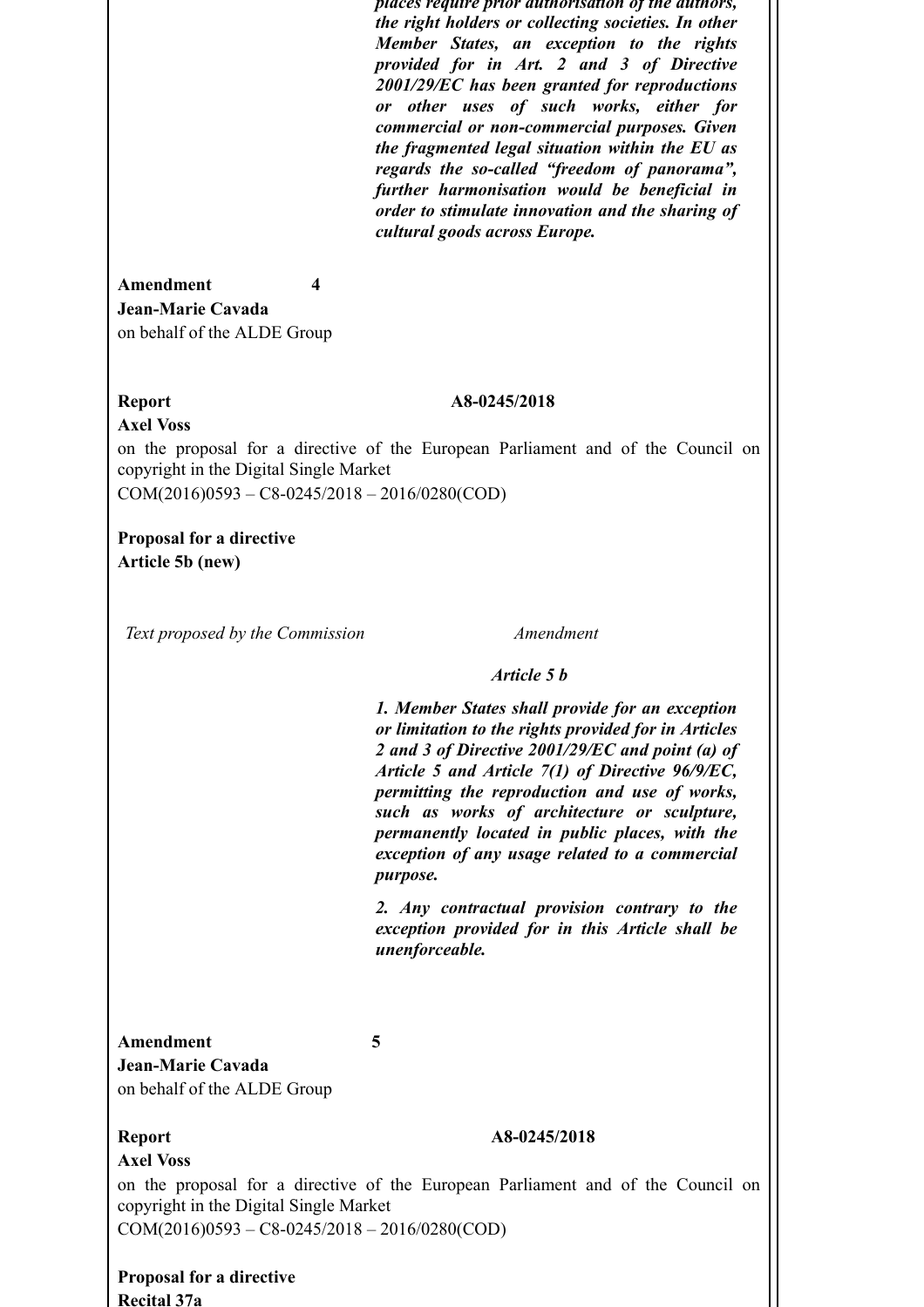*places require prior authorisation of the authors, the right holders or collecting societies. In other Member States, an exception to the rights provided for in Art. 2 and 3 of Directive 2001/29/EC has been granted for reproductions or other uses of such works, either for commercial or non-commercial purposes. Given the fragmented legal situation within the EU as regards the so-called "freedom of panorama", further harmonisation would be beneficial in order to stimulate innovation and the sharing of cultural goods across Europe.***

**Amendment 4**
**Jean-Marie Cavada**
on behalf of the ALDE Group

**Report A8-0245/2018**
**Axel Voss**
on the proposal for a directive of the European Parliament and of the Council on copyright in the Digital Single Market
COM(2016)0593 – C8-0245/2018 – 2016/0280(COD)

**Proposal for a directive**
**Article 5b (new)**

| *Text proposed by the Commission* | *Amendment* |
| --- | --- |
| | ***Article 5 b*** |
| | ***1. Member States shall provide for an exception or limitation to the rights provided for in Articles 2 and 3 of Directive 2001/29/EC and point (a) of Article 5 and Article 7(1) of Directive 96/9/EC, permitting the reproduction and use of works, such as works of architecture or sculpture, permanently located in public places, with the exception of any usage related to a commercial purpose.*** |
| | ***2. Any contractual provision contrary to the exception provided for in this Article shall be unenforceable.*** |

**Amendment 5**
**Jean-Marie Cavada**
on behalf of the ALDE Group

**Report A8-0245/2018**
**Axel Voss**
on the proposal for a directive of the European Parliament and of the Council on copyright in the Digital Single Market
COM(2016)0593 – C8-0245/2018 – 2016/0280(COD)

**Proposal for a directive**
**Recital 37a**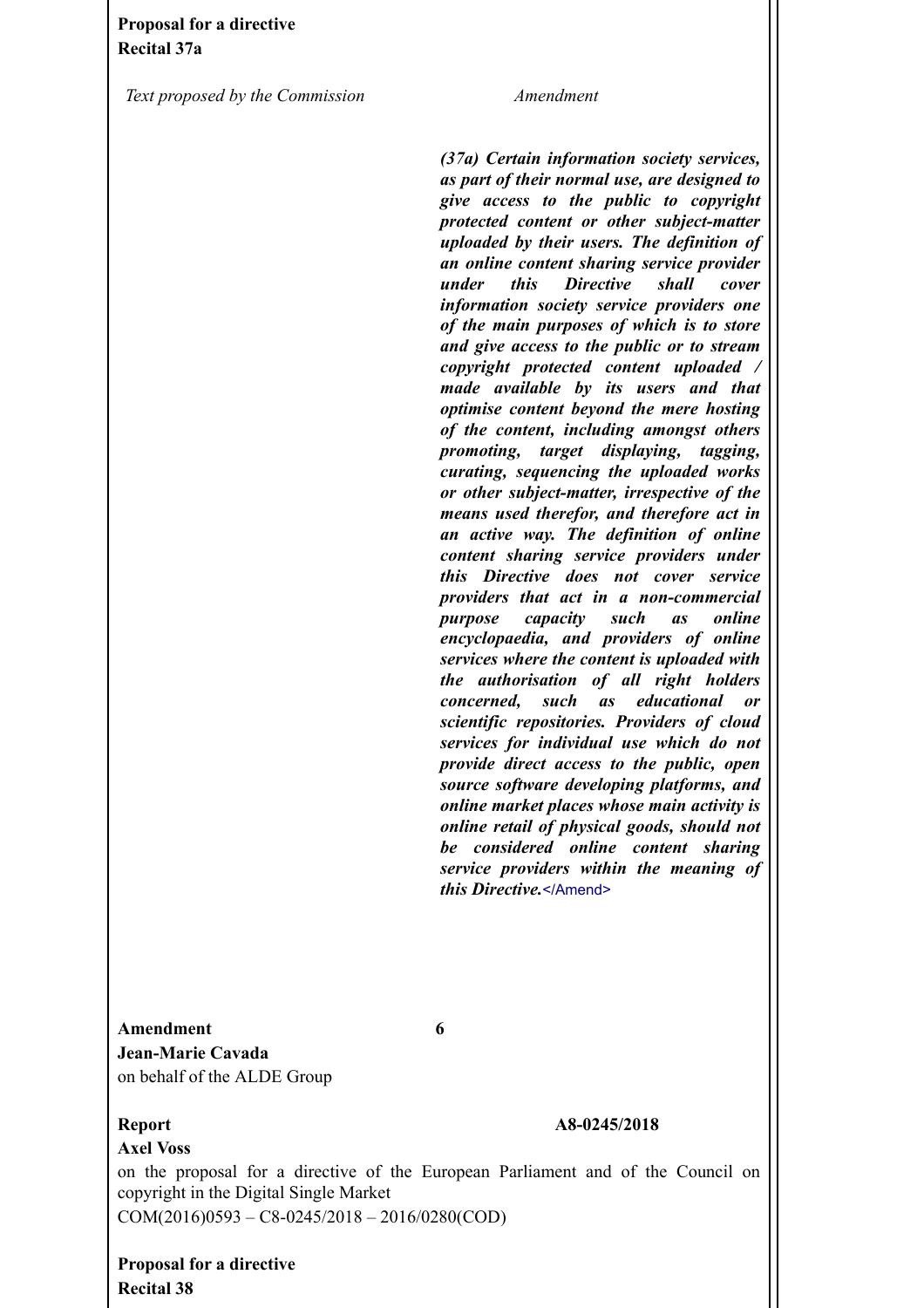**Proposal for a directive**
**Recital 37a**

| *Text proposed by the Commission* | *Amendment* |
|---|---|
| | ***(37a) Certain information society services, as part of their normal use, are designed to give access to the public to copyright protected content or other subject-matter uploaded by their users. The definition of an online content sharing service provider under this Directive shall cover information society service providers one of the main purposes of which is to store and give access to the public or to stream copyright protected content uploaded / made available by its users and that optimise content beyond the mere hosting of the content, including amongst others promoting, target displaying, tagging, curating, sequencing the uploaded works or other subject-matter, irrespective of the means used therefor, and therefore act in an active way. The definition of online content sharing service providers under this Directive does not cover service providers that act in a non-commercial purpose capacity such as online encyclopaedia, and providers of online services where the content is uploaded with the authorisation of all right holders concerned, such as educational or scientific repositories. Providers of cloud services for individual use which do not provide direct access to the public, open source software developing platforms, and online market places whose main activity is online retail of physical goods, should not be considered online content sharing service providers within the meaning of this Directive.***</Amend> |

**Amendment 6**
**Jean-Marie Cavada**
on behalf of the ALDE Group

**Report A8-0245/2018**
**Axel Voss**
on the proposal for a directive of the European Parliament and of the Council on copyright in the Digital Single Market
COM(2016)0593 – C8-0245/2018 – 2016/0280(COD)

**Proposal for a directive**
**Recital 38**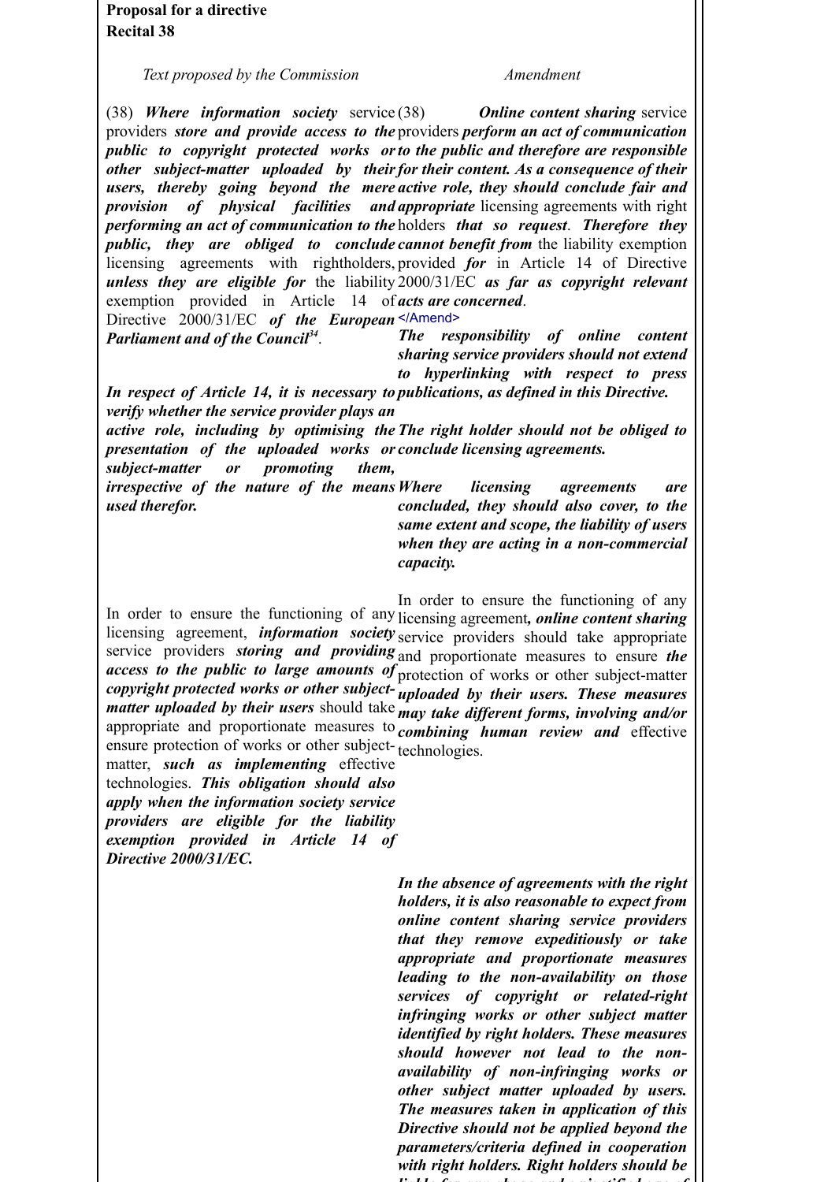**Proposal for a directive**
**Recital 38**

| *Text proposed by the Commission* | *Amendment* |
|---|---|
| (38) ***Where information society*** service providers ***store and provide access to the public to copyright protected works or other subject-matter uploaded by their users, thereby going beyond the mere provision of physical facilities and performing an act of communication to the public, they are obliged to conclude*** licensing agreements with rightholders, ***unless they are eligible for*** the liability exemption provided in Article 14 of Directive 2000/31/EC ***of the European Parliament and of the Council***[34]. | (38) ***Online content sharing*** service providers ***perform an act of communication to the public and therefore are responsible for their content. As a consequence of their active role, they should conclude fair and appropriate*** licensing agreements with right holders ***that so request***. ***Therefore they cannot benefit from*** the liability exemption provided ***for*** in Article 14 of Directive 2000/31/EC ***as far as copyright relevant acts are concerned***. </Amend> ***The responsibility of online content sharing service providers should not extend to hyperlinking with respect to press publications, as defined in this Directive.*** |
| ***In respect of Article 14, it is necessary to verify whether the service provider plays an active role, including by optimising the presentation of the uploaded works or subject-matter or promoting them, irrespective of the nature of the means used therefor.*** | ***The right holder should not be obliged to conclude licensing agreements.*** ***Where licensing agreements are concluded, they should also cover, to the same extent and scope, the liability of users when they are acting in a non-commercial capacity.*** |
| In order to ensure the functioning of any licensing agreement, ***information society*** service providers ***storing and providing access to the public to large amounts of copyright protected works or other subject-matter uploaded by their users*** should take appropriate and proportionate measures to ensure protection of works or other subject-matter, ***such as implementing*** effective technologies. ***This obligation should also apply when the information society service providers are eligible for the liability exemption provided in Article 14 of Directive 2000/31/EC.*** | In order to ensure the functioning of any licensing agreement***, online content sharing*** service providers should take appropriate and proportionate measures to ensure ***the*** protection of works or other subject-matter ***uploaded by their users. These measures may take different forms, involving and/or combining human review and*** effective technologies. |
| | ***In the absence of agreements with the right holders, it is also reasonable to expect from online content sharing service providers that they remove expeditiously or take appropriate and proportionate measures leading to the non-availability on those services of copyright or related-right infringing works or other subject matter identified by right holders. These measures should however not lead to the non-availability of non-infringing works or other subject matter uploaded by users. The measures taken in application of this Directive should not be applied beyond the parameters/criteria defined in cooperation with right holders. Right holders should be*** |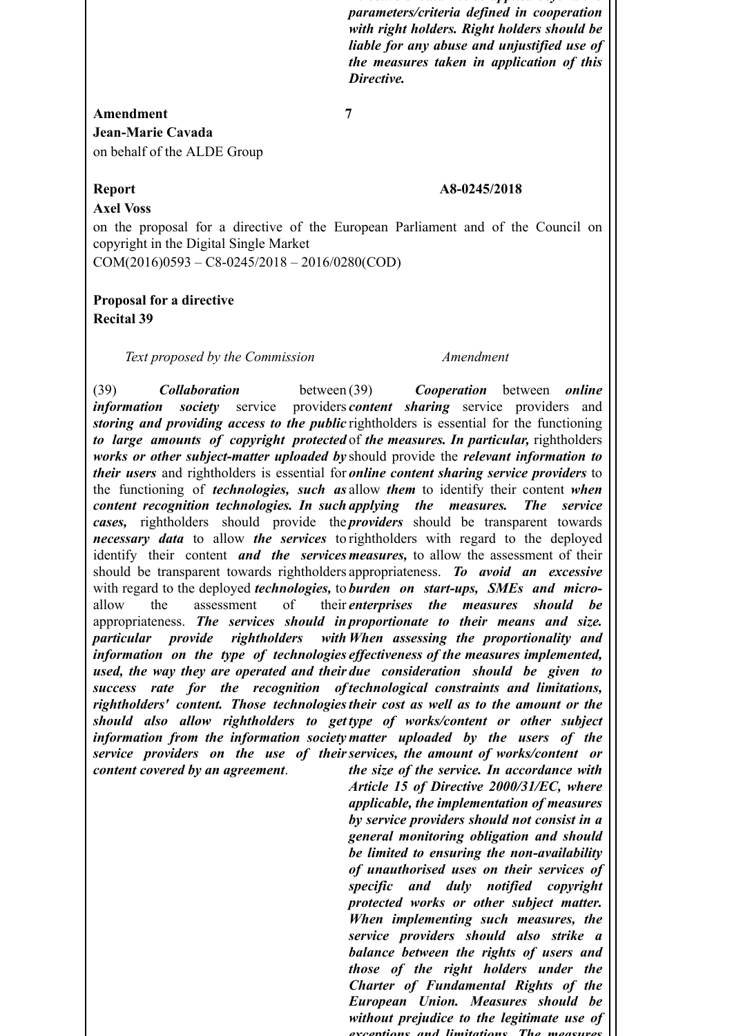***parameters/criteria defined in cooperation with right holders. Right holders should be liable for any abuse and unjustified use of the measures taken in application of this Directive.***

**Amendment 7**
**Jean-Marie Cavada**
on behalf of the ALDE Group

**Report** **A8-0245/2018**
**Axel Voss**
on the proposal for a directive of the European Parliament and of the Council on copyright in the Digital Single Market
COM(2016)0593 – C8-0245/2018 – 2016/0280(COD)

**Proposal for a directive**
**Recital 39**

| *Text proposed by the Commission* | *Amendment* |
|---|---|
| (39) ***Collaboration*** between ***information society*** service providers ***storing and providing access to the public to large amounts of copyright protected works or other subject-matter uploaded by their users*** and rightholders is essential for the functioning of ***technologies, such as content recognition technologies. In such cases,*** rightholders should provide the ***necessary data*** to allow ***the services*** to identify their content ***and the services*** should be transparent towards rightholders with regard to the deployed ***technologies,*** to allow the assessment of their appropriateness. ***The services should in particular provide rightholders with information on the type of technologies used, the way they are operated and their success rate for the recognition of rightholders' content. Those technologies should also allow rightholders to get information from the information society service providers on the use of their content covered by an agreement***. | (39) ***Cooperation*** between ***online content sharing*** service providers and rightholders is essential for the functioning of ***the measures. In particular,*** rightholders should provide the ***relevant information to online content sharing service providers*** to allow ***them*** to identify their content ***when applying the measures. The service providers*** should be transparent towards rightholders with regard to the deployed ***measures,*** to allow the assessment of their appropriateness. ***To avoid an excessive burden on start-ups, SMEs and micro-enterprises the measures should be proportionate to their means and size. When assessing the proportionality and effectiveness of the measures implemented, due consideration should be given to technological constraints and limitations, their cost as well as to the amount or the type of works/content or other subject matter uploaded by the users of the services, the amount of works/content or the size of the service. In accordance with Article 15 of Directive 2000/31/EC, where applicable, the implementation of measures by service providers should not consist in a general monitoring obligation and should be limited to ensuring the non-availability of unauthorised uses on their services of specific and duly notified copyright protected works or other subject matter. When implementing such measures, the service providers should also strike a balance between the rights of users and those of the right holders under the Charter of Fundamental Rights of the European Union. Measures should be without prejudice to the legitimate use of exceptions and limitations. The measures*** |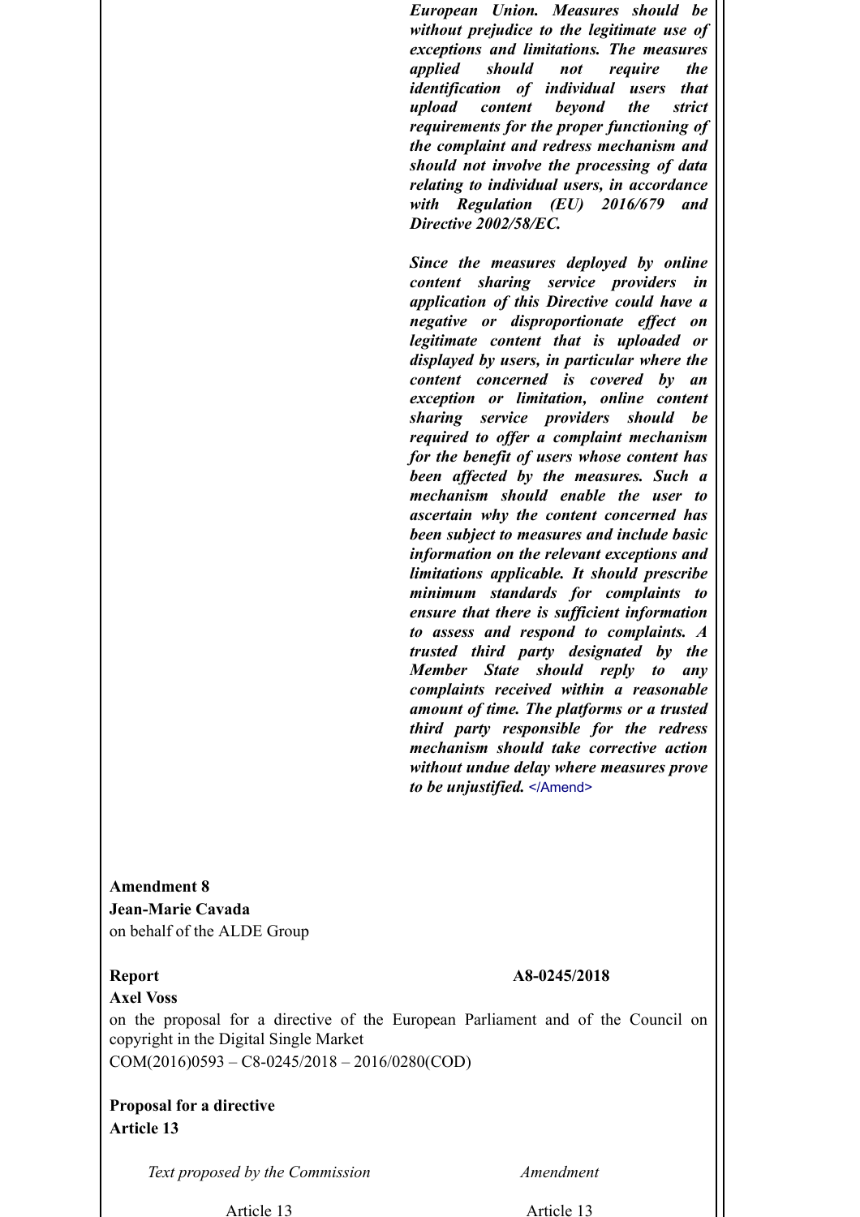***European Union. Measures should be without prejudice to the legitimate use of exceptions and limitations. The measures applied should not require the identification of individual users that upload content beyond the strict requirements for the proper functioning of the complaint and redress mechanism and should not involve the processing of data relating to individual users, in accordance with Regulation (EU) 2016/679 and Directive 2002/58/EC.***

***Since the measures deployed by online content sharing service providers in application of this Directive could have a negative or disproportionate effect on legitimate content that is uploaded or displayed by users, in particular where the content concerned is covered by an exception or limitation, online content sharing service providers should be required to offer a complaint mechanism for the benefit of users whose content has been affected by the measures. Such a mechanism should enable the user to ascertain why the content concerned has been subject to measures and include basic information on the relevant exceptions and limitations applicable. It should prescribe minimum standards for complaints to ensure that there is sufficient information to assess and respond to complaints. A trusted third party designated by the Member State should reply to any complaints received within a reasonable amount of time. The platforms or a trusted third party responsible for the redress mechanism should take corrective action without undue delay where measures prove to be unjustified.*** </Amend>

**Amendment 8**
**Jean-Marie Cavada**
on behalf of the ALDE Group

**Report** **A8-0245/2018**
**Axel Voss**
on the proposal for a directive of the European Parliament and of the Council on copyright in the Digital Single Market
COM(2016)0593 – C8-0245/2018 – 2016/0280(COD)

**Proposal for a directive**
**Article 13**

| *Text proposed by the Commission* | *Amendment* |
|---|---|
| Article 13 | Article 13 |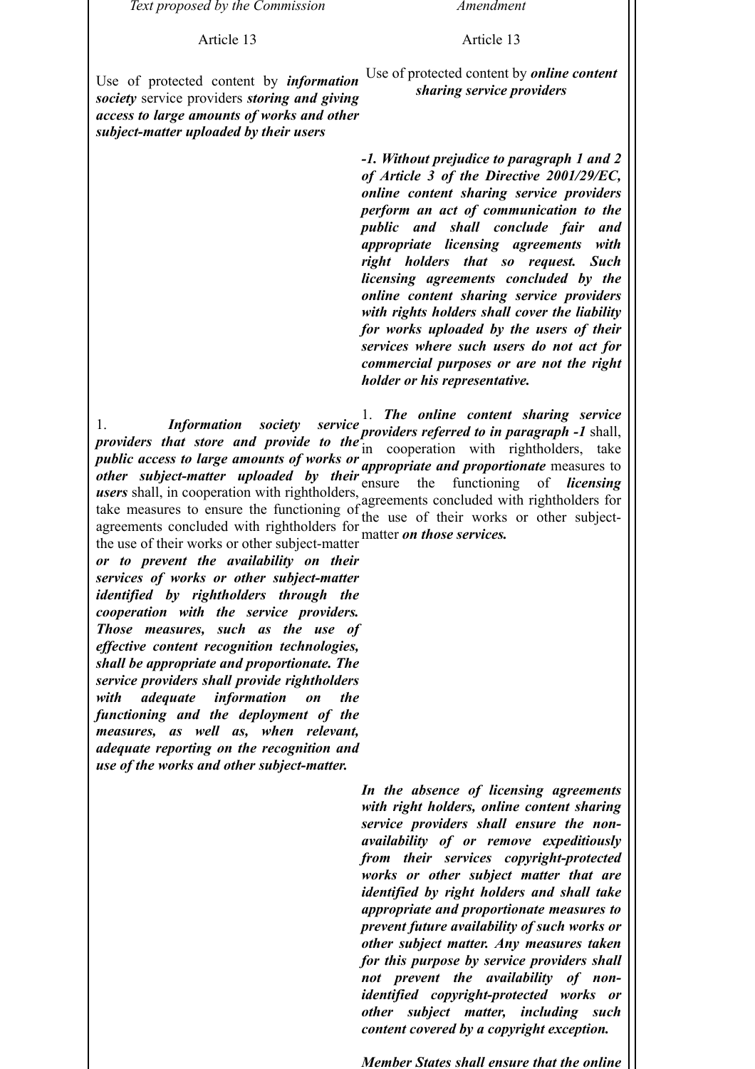| *Text proposed by the Commission* | *Amendment* |
|---|---|
| Article 13 | Article 13 |
| Use of protected content by ***information society*** service providers ***storing and giving access to large amounts of works and other subject-matter uploaded by their users*** | Use of protected content by ***online content sharing service providers*** |
| | ***-1. Without prejudice to paragraph 1 and 2 of Article 3 of the Directive 2001/29/EC, online content sharing service providers perform an act of communication to the public and shall conclude fair and appropriate licensing agreements with right holders that so request. Such licensing agreements concluded by the online content sharing service providers with rights holders shall cover the liability for works uploaded by the users of their services where such users do not act for commercial purposes or are not the right holder or his representative.*** |
| 1. ***Information society service providers that store and provide to the public access to large amounts of works or other subject-matter uploaded by their users*** shall, in cooperation with rightholders, take measures to ensure the functioning of agreements concluded with rightholders for the use of their works or other subject-matter ***or to prevent the availability on their services of works or other subject-matter identified by rightholders through the cooperation with the service providers. Those measures, such as the use of effective content recognition technologies, shall be appropriate and proportionate. The service providers shall provide rightholders with adequate information on the functioning and the deployment of the measures, as well as, when relevant, adequate reporting on the recognition and use of the works and other subject-matter.*** | 1. ***The online content sharing service providers referred to in paragraph -1*** shall, in cooperation with rightholders, take ***appropriate and proportionate*** measures to ensure the functioning of ***licensing*** agreements concluded with rightholders for the use of their works or other subject-matter ***on those services.*** |
| | ***In the absence of licensing agreements with right holders, online content sharing service providers shall ensure the non-availability of or remove expeditiously from their services copyright-protected works or other subject matter that are identified by right holders and shall take appropriate and proportionate measures to prevent future availability of such works or other subject matter. Any measures taken for this purpose by service providers shall not prevent the availability of non-identified copyright-protected works or other subject matter, including such content covered by a copyright exception.*** |
| | ***Member States shall ensure that the online*** |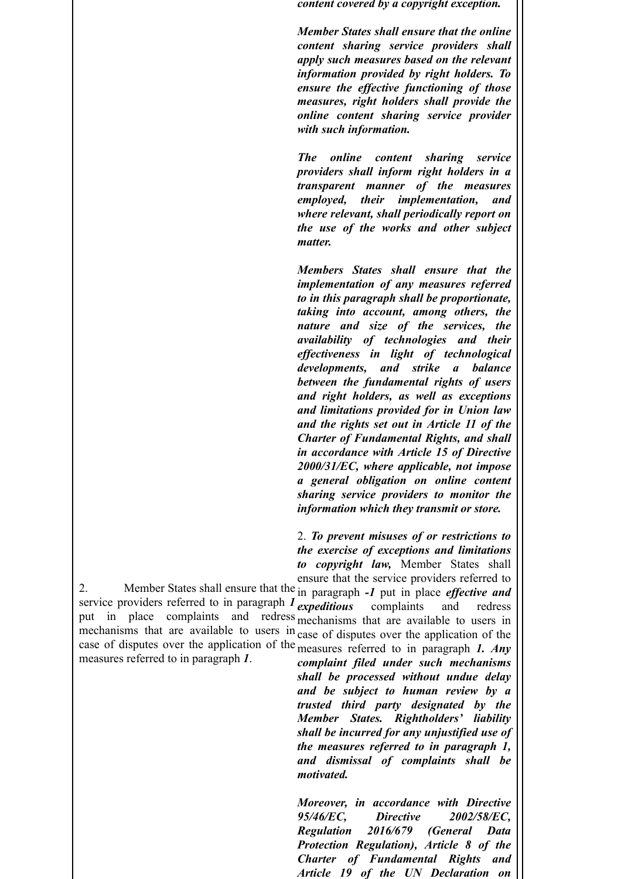| | |
|---|---|
| | ***content covered by a copyright exception.***<br><br>***Member States shall ensure that the online content sharing service providers shall apply such measures based on the relevant information provided by right holders. To ensure the effective functioning of those measures, right holders shall provide the online content sharing service provider with such information.***<br><br>***The online content sharing service providers shall inform right holders in a transparent manner of the measures employed, their implementation, and where relevant, shall periodically report on the use of the works and other subject matter.***<br><br>***Members States shall ensure that the implementation of any measures referred to in this paragraph shall be proportionate, taking into account, among others, the nature and size of the services, the availability of technologies and their effectiveness in light of technological developments, and strike a balance between the fundamental rights of users and right holders, as well as exceptions and limitations provided for in Union law and the rights set out in Article 11 of the Charter of Fundamental Rights, and shall in accordance with Article 15 of Directive 2000/31/EC, where applicable, not impose a general obligation on online content sharing service providers to monitor the information which they transmit or store.*** |
| 2. Member States shall ensure that the service providers referred to in paragraph ***1*** put in place complaints and redress mechanisms that are available to users in case of disputes over the application of the measures referred to in paragraph ***1***. | 2. ***To prevent misuses of or restrictions to the exercise of exceptions and limitations to copyright law,*** Member States shall ensure that the service providers referred to in paragraph ***-1*** put in place ***effective and expeditious*** complaints and redress mechanisms that are available to users in case of disputes over the application of the measures referred to in paragraph ***1. Any complaint filed under such mechanisms shall be processed without undue delay and be subject to human review by a trusted third party designated by the Member States. Rightholders' liability shall be incurred for any unjustified use of the measures referred to in paragraph 1, and dismissal of complaints shall be motivated.***<br><br>***Moreover, in accordance with Directive 95/46/EC, Directive 2002/58/EC, Regulation 2016/679 (General Data Protection Regulation), Article 8 of the Charter of Fundamental Rights and Article 19 of the UN Declaration on*** |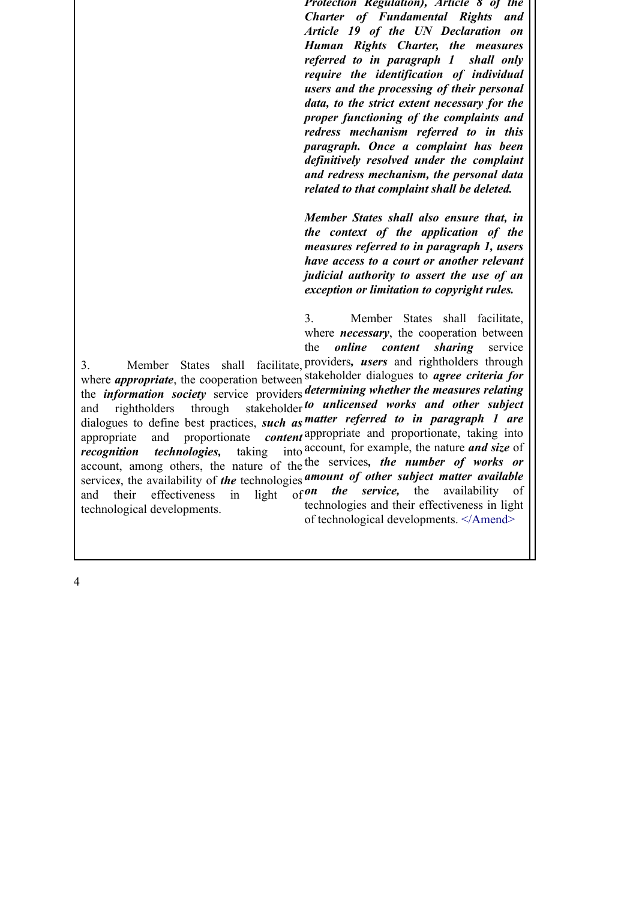| | |
|---|---|
| | ***Protection Regulation), Article 8 of the Charter of Fundamental Rights and Article 19 of the UN Declaration on Human Rights Charter, the measures referred to in paragraph 1 shall only require the identification of individual users and the processing of their personal data, to the strict extent necessary for the proper functioning of the complaints and redress mechanism referred to in this paragraph. Once a complaint has been definitively resolved under the complaint and redress mechanism, the personal data related to that complaint shall be deleted.*** |
| | ***Member States shall also ensure that, in the context of the application of the measures referred to in paragraph 1, users have access to a court or another relevant judicial authority to assert the use of an exception or limitation to copyright rules.*** |
| 3. Member States shall facilitate, where ***appropriate***, the cooperation between the ***information society*** service providers and rightholders through stakeholder dialogues to define best practices, ***such as*** appropriate and proportionate ***content recognition technologies,*** taking into account, among others, the nature of the service***s***, the availability of ***the*** technologies and their effectiveness in light of technological developments. | 3. Member States shall facilitate, where ***necessary***, the cooperation between the ***online content sharing*** service providers***, users*** and rightholders through stakeholder dialogues to ***agree criteria for determining whether the measures relating to unlicensed works and other subject matter referred to in paragraph 1 are*** appropriate and proportionate, taking into account, for example, the nature ***and size*** of the services***, the number of works or amount of other subject matter available on the service,*** the availability of technologies and their effectiveness in light of technological developments. </Amend> |